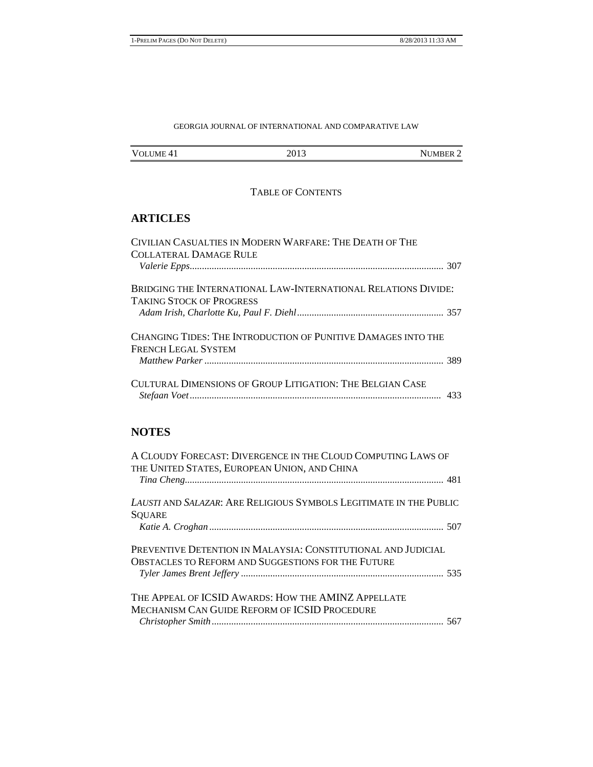GEORGIA JOURNAL OF INTERNATIONAL AND COMPARATIVE LAW

| VOLUME 41 | 2013 | NUMBER 2 |
|---|---|---|

TABLE OF CONTENTS

## ARTICLES

CIVILIAN CASUALTIES IN MODERN WARFARE: THE DEATH OF THE COLLATERAL DAMAGE RULE
*Valerie Epps* ........................................................................................................ 307

BRIDGING THE INTERNATIONAL LAW-INTERNATIONAL RELATIONS DIVIDE: TAKING STOCK OF PROGRESS
*Adam Irish, Charlotte Ku, Paul F. Diehl* ............................................................ 357

CHANGING TIDES: THE INTRODUCTION OF PUNITIVE DAMAGES INTO THE FRENCH LEGAL SYSTEM
*Matthew Parker* .................................................................................................. 389

CULTURAL DIMENSIONS OF GROUP LITIGATION: THE BELGIAN CASE
*Stefaan Voet* ....................................................................................................... 433

## NOTES

A CLOUDY FORECAST: DIVERGENCE IN THE CLOUD COMPUTING LAWS OF THE UNITED STATES, EUROPEAN UNION, AND CHINA
*Tina Cheng* ......................................................................................................... 481

*LAUSTI* AND *SALAZAR*: ARE RELIGIOUS SYMBOLS LEGITIMATE IN THE PUBLIC SQUARE
*Katie A. Croghan* ................................................................................................ 507

PREVENTIVE DETENTION IN MALAYSIA: CONSTITUTIONAL AND JUDICIAL OBSTACLES TO REFORM AND SUGGESTIONS FOR THE FUTURE
*Tyler James Brent Jeffery* ................................................................................... 535

THE APPEAL OF ICSID AWARDS: HOW THE AMINZ APPELLATE MECHANISM CAN GUIDE REFORM OF ICSID PROCEDURE
*Christopher Smith* ............................................................................................... 567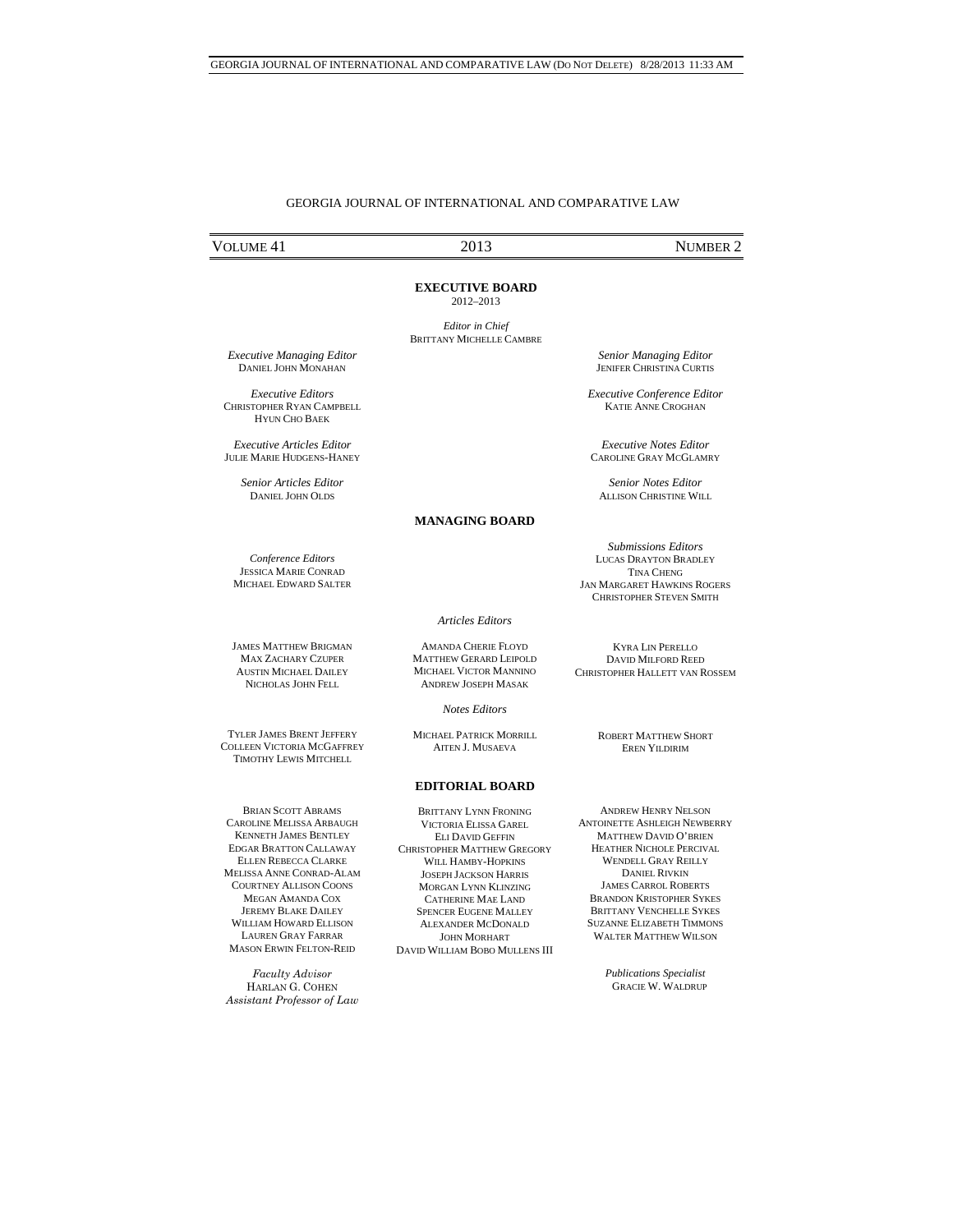# GEORGIA JOURNAL OF INTERNATIONAL AND COMPARATIVE LAW

VOLUME 41 — 2013 — NUMBER 2

## EXECUTIVE BOARD

2012–2013

*Editor in Chief*
BRITTANY MICHELLE CAMBRE

*Executive Managing Editor*
DANIEL JOHN MONAHAN

*Senior Managing Editor*
JENIFER CHRISTINA CURTIS

*Executive Editors*
CHRISTOPHER RYAN CAMPBELL
HYUN CHO BAEK

*Executive Conference Editor*
KATIE ANNE CROGHAN

*Executive Articles Editor*
JULIE MARIE HUDGENS-HANEY

*Executive Notes Editor*
CAROLINE GRAY MCGLAMRY

*Senior Articles Editor*
DANIEL JOHN OLDS

*Senior Notes Editor*
ALLISON CHRISTINE WILL

## MANAGING BOARD

*Conference Editors*
JESSICA MARIE CONRAD
MICHAEL EDWARD SALTER

*Submissions Editors*
LUCAS DRAYTON BRADLEY
TINA CHENG
JAN MARGARET HAWKINS ROGERS
CHRISTOPHER STEVEN SMITH

*Articles Editors*

JAMES MATTHEW BRIGMAN
MAX ZACHARY CZUPER
AUSTIN MICHAEL DAILEY
NICHOLAS JOHN FELL
AMANDA CHERIE FLOYD
MATTHEW GERARD LEIPOLD
MICHAEL VICTOR MANNINO
ANDREW JOSEPH MASAK
KYRA LIN PERELLO
DAVID MILFORD REED
CHRISTOPHER HALLETT VAN ROSSEM

*Notes Editors*

TYLER JAMES BRENT JEFFERY
COLLEEN VICTORIA MCGAFFREY
TIMOTHY LEWIS MITCHELL
MICHAEL PATRICK MORRILL
AITEN J. MUSAEVA
ROBERT MATTHEW SHORT
EREN YILDIRIM

## EDITORIAL BOARD

BRIAN SCOTT ABRAMS
CAROLINE MELISSA ARBAUGH
KENNETH JAMES BENTLEY
EDGAR BRATTON CALLAWAY
ELLEN REBECCA CLARKE
MELISSA ANNE CONRAD-ALAM
COURTNEY ALLISON COONS
MEGAN AMANDA COX
JEREMY BLAKE DAILEY
WILLIAM HOWARD ELLISON
LAUREN GRAY FARRAR
MASON ERWIN FELTON-REID
BRITTANY LYNN FRONING
VICTORIA ELISSA GAREL
ELI DAVID GEFFIN
CHRISTOPHER MATTHEW GREGORY
WILL HAMBY-HOPKINS
JOSEPH JACKSON HARRIS
MORGAN LYNN KLINZING
CATHERINE MAE LAND
SPENCER EUGENE MALLEY
ALEXANDER MCDONALD
JOHN MORHART
DAVID WILLIAM BOBO MULLENS III
ANDREW HENRY NELSON
ANTOINETTE ASHLEIGH NEWBERRY
MATTHEW DAVID O'BRIEN
HEATHER NICHOLE PERCIVAL
WENDELL GRAY REILLY
DANIEL RIVKIN
JAMES CARROL ROBERTS
BRANDON KRISTOPHER SYKES
BRITTANY VENCHELLE SYKES
SUZANNE ELIZABETH TIMMONS
WALTER MATTHEW WILSON

*Faculty Advisor*
HARLAN G. COHEN
*Assistant Professor of Law*

*Publications Specialist*
GRACIE W. WALDRUP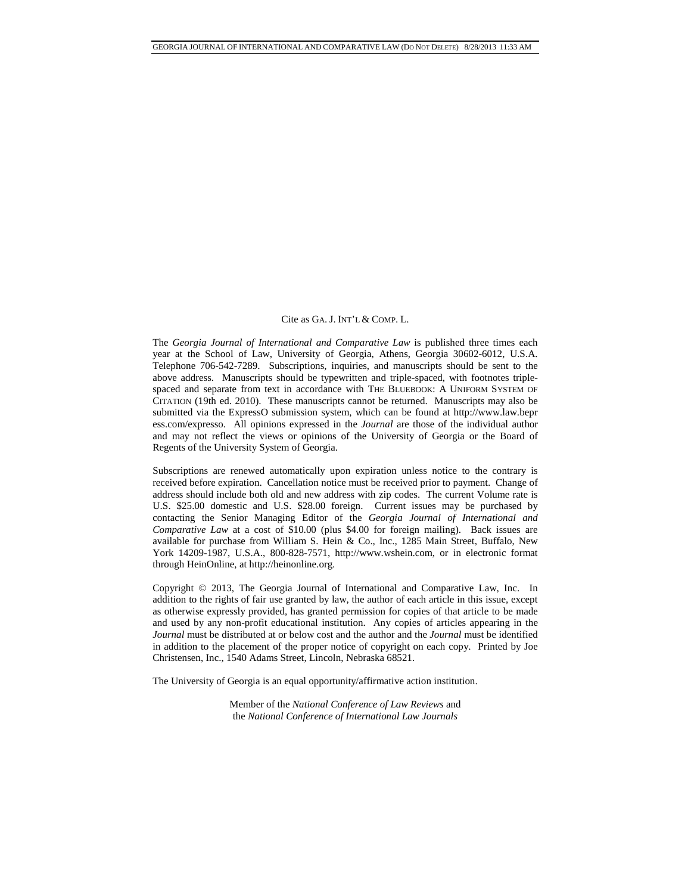Cite as GA. J. INT'L & COMP. L.

The *Georgia Journal of International and Comparative Law* is published three times each year at the School of Law, University of Georgia, Athens, Georgia 30602-6012, U.S.A. Telephone 706-542-7289. Subscriptions, inquiries, and manuscripts should be sent to the above address. Manuscripts should be typewritten and triple-spaced, with footnotes triple-spaced and separate from text in accordance with THE BLUEBOOK: A UNIFORM SYSTEM OF CITATION (19th ed. 2010). These manuscripts cannot be returned. Manuscripts may also be submitted via the ExpressO submission system, which can be found at http://www.law.bepress.com/expresso. All opinions expressed in the *Journal* are those of the individual author and may not reflect the views or opinions of the University of Georgia or the Board of Regents of the University System of Georgia.

Subscriptions are renewed automatically upon expiration unless notice to the contrary is received before expiration. Cancellation notice must be received prior to payment. Change of address should include both old and new address with zip codes. The current Volume rate is U.S. $25.00 domestic and U.S. $28.00 foreign. Current issues may be purchased by contacting the Senior Managing Editor of the *Georgia Journal of International and Comparative Law* at a cost of $10.00 (plus $4.00 for foreign mailing). Back issues are available for purchase from William S. Hein & Co., Inc., 1285 Main Street, Buffalo, New York 14209-1987, U.S.A., 800-828-7571, http://www.wshein.com, or in electronic format through HeinOnline, at http://heinonline.org.

Copyright © 2013, The Georgia Journal of International and Comparative Law, Inc. In addition to the rights of fair use granted by law, the author of each article in this issue, except as otherwise expressly provided, has granted permission for copies of that article to be made and used by any non-profit educational institution. Any copies of articles appearing in the *Journal* must be distributed at or below cost and the author and the *Journal* must be identified in addition to the placement of the proper notice of copyright on each copy. Printed by Joe Christensen, Inc., 1540 Adams Street, Lincoln, Nebraska 68521.

The University of Georgia is an equal opportunity/affirmative action institution.

Member of the *National Conference of Law Reviews* and
the *National Conference of International Law Journals*